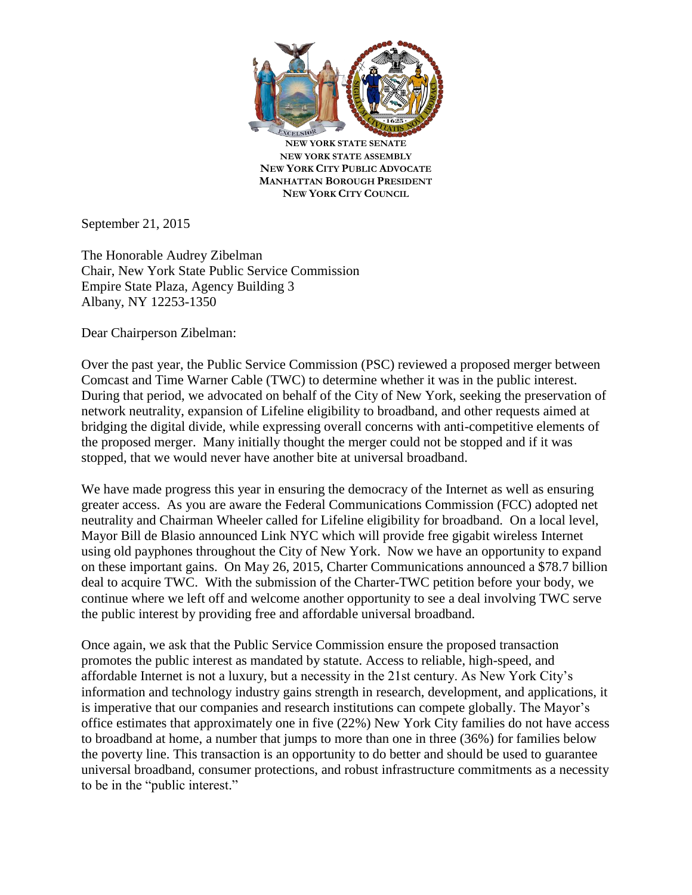**NEW YORK STATE SENATE**
**NEW YORK STATE ASSEMBLY**
**NEW YORK CITY PUBLIC ADVOCATE**
**MANHATTAN BOROUGH PRESIDENT**
**NEW YORK CITY COUNCIL**

September 21, 2015

The Honorable Audrey Zibelman
Chair, New York State Public Service Commission
Empire State Plaza, Agency Building 3
Albany, NY 12253-1350

Dear Chairperson Zibelman:

Over the past year, the Public Service Commission (PSC) reviewed a proposed merger between Comcast and Time Warner Cable (TWC) to determine whether it was in the public interest. During that period, we advocated on behalf of the City of New York, seeking the preservation of network neutrality, expansion of Lifeline eligibility to broadband, and other requests aimed at bridging the digital divide, while expressing overall concerns with anti-competitive elements of the proposed merger. Many initially thought the merger could not be stopped and if it was stopped, that we would never have another bite at universal broadband.

We have made progress this year in ensuring the democracy of the Internet as well as ensuring greater access. As you are aware the Federal Communications Commission (FCC) adopted net neutrality and Chairman Wheeler called for Lifeline eligibility for broadband. On a local level, Mayor Bill de Blasio announced Link NYC which will provide free gigabit wireless Internet using old payphones throughout the City of New York. Now we have an opportunity to expand on these important gains. On May 26, 2015, Charter Communications announced a $78.7 billion deal to acquire TWC. With the submission of the Charter-TWC petition before your body, we continue where we left off and welcome another opportunity to see a deal involving TWC serve the public interest by providing free and affordable universal broadband.

Once again, we ask that the Public Service Commission ensure the proposed transaction promotes the public interest as mandated by statute. Access to reliable, high-speed, and affordable Internet is not a luxury, but a necessity in the 21st century. As New York City's information and technology industry gains strength in research, development, and applications, it is imperative that our companies and research institutions can compete globally. The Mayor's office estimates that approximately one in five (22%) New York City families do not have access to broadband at home, a number that jumps to more than one in three (36%) for families below the poverty line. This transaction is an opportunity to do better and should be used to guarantee universal broadband, consumer protections, and robust infrastructure commitments as a necessity to be in the "public interest."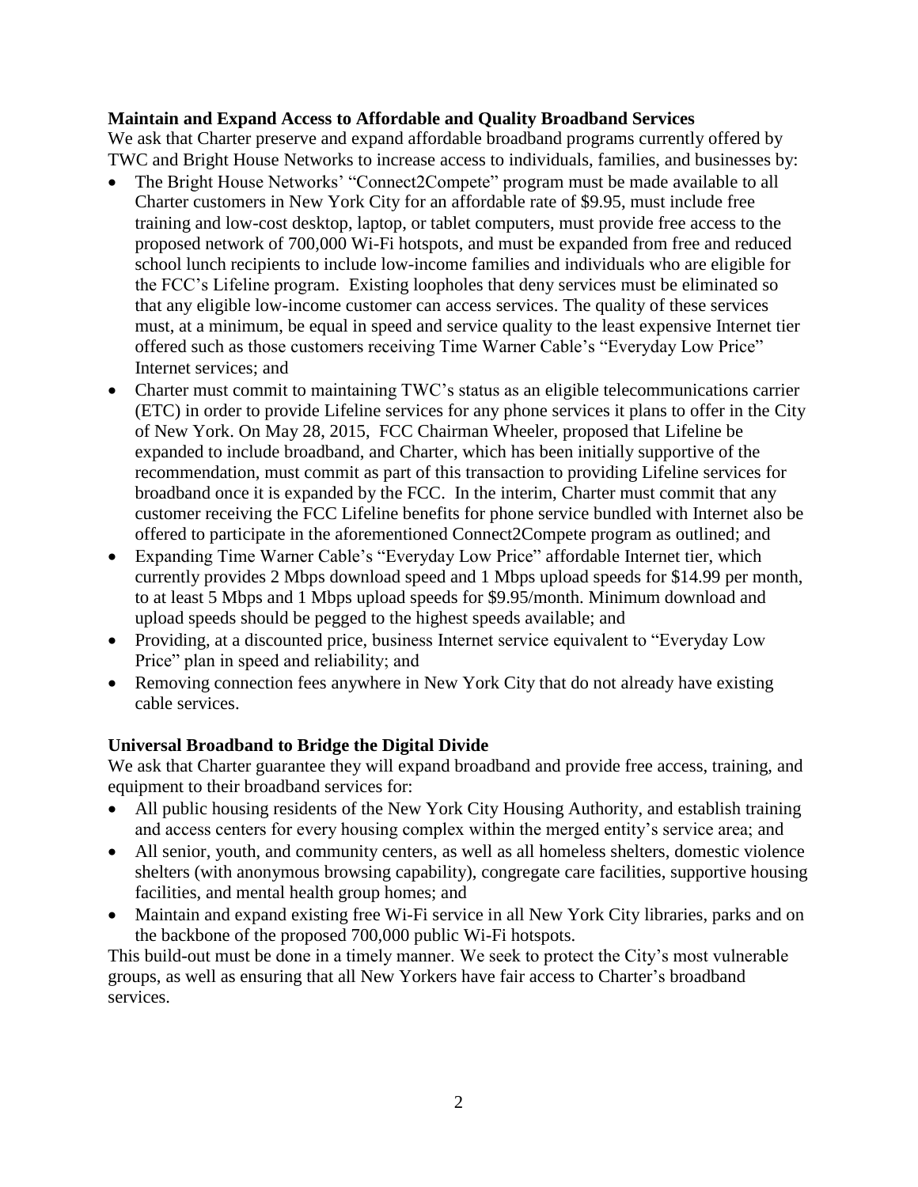**Maintain and Expand Access to Affordable and Quality Broadband Services**

We ask that Charter preserve and expand affordable broadband programs currently offered by TWC and Bright House Networks to increase access to individuals, families, and businesses by:

- The Bright House Networks' "Connect2Compete" program must be made available to all Charter customers in New York City for an affordable rate of $9.95, must include free training and low-cost desktop, laptop, or tablet computers, must provide free access to the proposed network of 700,000 Wi-Fi hotspots, and must be expanded from free and reduced school lunch recipients to include low-income families and individuals who are eligible for the FCC's Lifeline program. Existing loopholes that deny services must be eliminated so that any eligible low-income customer can access services. The quality of these services must, at a minimum, be equal in speed and service quality to the least expensive Internet tier offered such as those customers receiving Time Warner Cable's "Everyday Low Price" Internet services; and
- Charter must commit to maintaining TWC's status as an eligible telecommunications carrier (ETC) in order to provide Lifeline services for any phone services it plans to offer in the City of New York. On May 28, 2015, FCC Chairman Wheeler, proposed that Lifeline be expanded to include broadband, and Charter, which has been initially supportive of the recommendation, must commit as part of this transaction to providing Lifeline services for broadband once it is expanded by the FCC. In the interim, Charter must commit that any customer receiving the FCC Lifeline benefits for phone service bundled with Internet also be offered to participate in the aforementioned Connect2Compete program as outlined; and
- Expanding Time Warner Cable's "Everyday Low Price" affordable Internet tier, which currently provides 2 Mbps download speed and 1 Mbps upload speeds for $14.99 per month, to at least 5 Mbps and 1 Mbps upload speeds for $9.95/month. Minimum download and upload speeds should be pegged to the highest speeds available; and
- Providing, at a discounted price, business Internet service equivalent to "Everyday Low Price" plan in speed and reliability; and
- Removing connection fees anywhere in New York City that do not already have existing cable services.

**Universal Broadband to Bridge the Digital Divide**

We ask that Charter guarantee they will expand broadband and provide free access, training, and equipment to their broadband services for:

- All public housing residents of the New York City Housing Authority, and establish training and access centers for every housing complex within the merged entity's service area; and
- All senior, youth, and community centers, as well as all homeless shelters, domestic violence shelters (with anonymous browsing capability), congregate care facilities, supportive housing facilities, and mental health group homes; and
- Maintain and expand existing free Wi-Fi service in all New York City libraries, parks and on the backbone of the proposed 700,000 public Wi-Fi hotspots.

This build-out must be done in a timely manner. We seek to protect the City's most vulnerable groups, as well as ensuring that all New Yorkers have fair access to Charter's broadband services.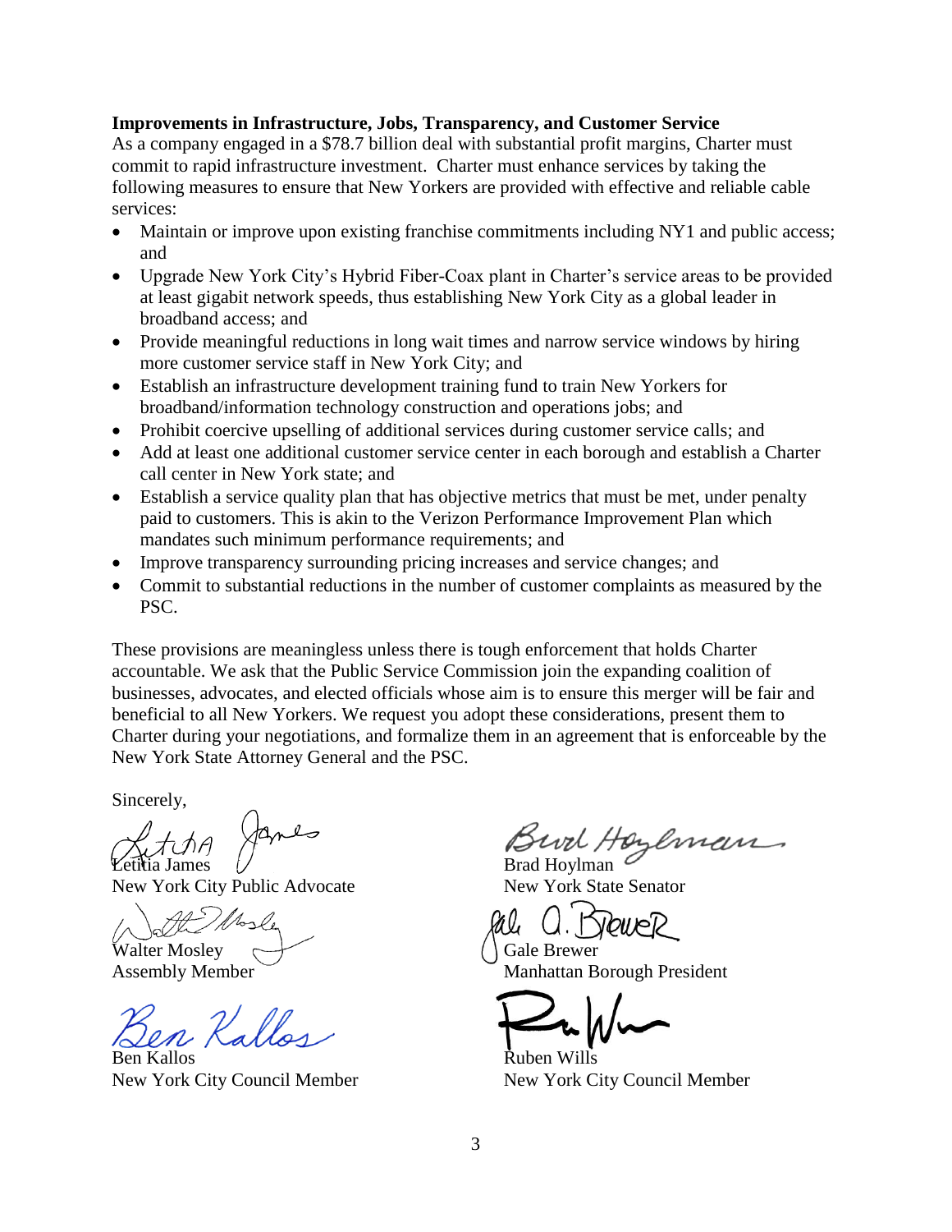**Improvements in Infrastructure, Jobs, Transparency, and Customer Service**

As a company engaged in a $78.7 billion deal with substantial profit margins, Charter must commit to rapid infrastructure investment. Charter must enhance services by taking the following measures to ensure that New Yorkers are provided with effective and reliable cable services:

- Maintain or improve upon existing franchise commitments including NY1 and public access; and
- Upgrade New York City's Hybrid Fiber-Coax plant in Charter's service areas to be provided at least gigabit network speeds, thus establishing New York City as a global leader in broadband access; and
- Provide meaningful reductions in long wait times and narrow service windows by hiring more customer service staff in New York City; and
- Establish an infrastructure development training fund to train New Yorkers for broadband/information technology construction and operations jobs; and
- Prohibit coercive upselling of additional services during customer service calls; and
- Add at least one additional customer service center in each borough and establish a Charter call center in New York state; and
- Establish a service quality plan that has objective metrics that must be met, under penalty paid to customers. This is akin to the Verizon Performance Improvement Plan which mandates such minimum performance requirements; and
- Improve transparency surrounding pricing increases and service changes; and
- Commit to substantial reductions in the number of customer complaints as measured by the PSC.

These provisions are meaningless unless there is tough enforcement that holds Charter accountable. We ask that the Public Service Commission join the expanding coalition of businesses, advocates, and elected officials whose aim is to ensure this merger will be fair and beneficial to all New Yorkers. We request you adopt these considerations, present them to Charter during your negotiations, and formalize them in an agreement that is enforceable by the New York State Attorney General and the PSC.

Sincerely,

Letitia James
New York City Public Advocate

Brad Hoylman
New York State Senator

Walter Mosley
Assembly Member

Gale Brewer
Manhattan Borough President

Ben Kallos
New York City Council Member

Ruben Wills
New York City Council Member